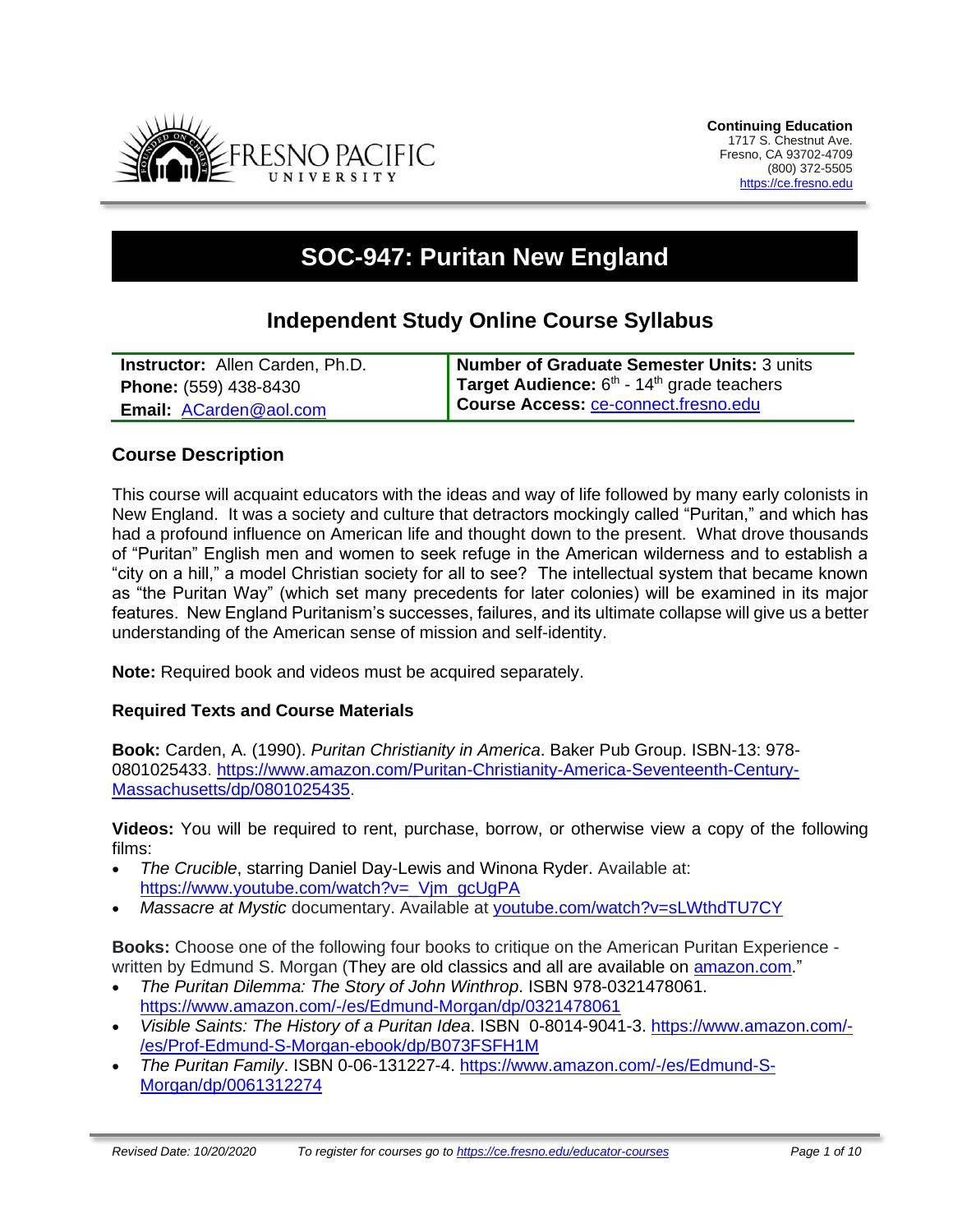**Continuing Education**
1717 S. Chestnut Ave.
Fresno, CA 93702-4709
(800) 372-5505
https://ce.fresno.edu

# SOC-947: Puritan New England

## Independent Study Online Course Syllabus

| **Instructor:** Allen Carden, Ph.D. | **Number of Graduate Semester Units:** 3 units |
|---|---|
| **Phone:** (559) 438-8430 | **Target Audience:** 6th - 14th grade teachers |
| **Email:** ACarden@aol.com | **Course Access:** ce-connect.fresno.edu |

### Course Description

This course will acquaint educators with the ideas and way of life followed by many early colonists in New England. It was a society and culture that detractors mockingly called "Puritan," and which has had a profound influence on American life and thought down to the present. What drove thousands of "Puritan" English men and women to seek refuge in the American wilderness and to establish a "city on a hill," a model Christian society for all to see? The intellectual system that became known as "the Puritan Way" (which set many precedents for later colonies) will be examined in its major features. New England Puritanism's successes, failures, and its ultimate collapse will give us a better understanding of the American sense of mission and self-identity.

**Note:** Required book and videos must be acquired separately.

#### Required Texts and Course Materials

**Book:** Carden, A. (1990). *Puritan Christianity in America*. Baker Pub Group. ISBN-13: 978-0801025433. https://www.amazon.com/Puritan-Christianity-America-Seventeenth-Century-Massachusetts/dp/0801025435.

**Videos:** You will be required to rent, purchase, borrow, or otherwise view a copy of the following films:

- *The Crucible*, starring Daniel Day-Lewis and Winona Ryder. Available at: https://www.youtube.com/watch?v=_Vjm_gcUgPA
- *Massacre at Mystic* documentary. Available at youtube.com/watch?v=sLWthdTU7CY

**Books:** Choose one of the following four books to critique on the American Puritan Experience - written by Edmund S. Morgan (They are old classics and all are available on amazon.com."

- *The Puritan Dilemma: The Story of John Winthrop*. ISBN 978-0321478061. https://www.amazon.com/-/es/Edmund-Morgan/dp/0321478061
- *Visible Saints: The History of a Puritan Idea*. ISBN 0-8014-9041-3. https://www.amazon.com/-/es/Prof-Edmund-S-Morgan-ebook/dp/B073FSFH1M
- *The Puritan Family*. ISBN 0-06-131227-4. https://www.amazon.com/-/es/Edmund-S-Morgan/dp/0061312274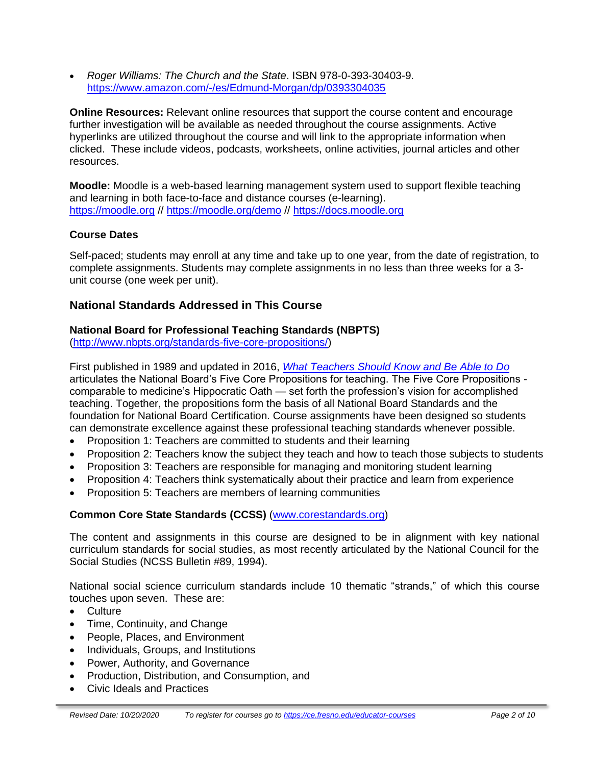- *Roger Williams: The Church and the State*. ISBN 978-0-393-30403-9. https://www.amazon.com/-/es/Edmund-Morgan/dp/0393304035

**Online Resources:** Relevant online resources that support the course content and encourage further investigation will be available as needed throughout the course assignments. Active hyperlinks are utilized throughout the course and will link to the appropriate information when clicked. These include videos, podcasts, worksheets, online activities, journal articles and other resources.

**Moodle:** Moodle is a web-based learning management system used to support flexible teaching and learning in both face-to-face and distance courses (e-learning). https://moodle.org // https://moodle.org/demo // https://docs.moodle.org

**Course Dates**

Self-paced; students may enroll at any time and take up to one year, from the date of registration, to complete assignments. Students may complete assignments in no less than three weeks for a 3-unit course (one week per unit).

## National Standards Addressed in This Course

**National Board for Professional Teaching Standards (NBPTS)**
(http://www.nbpts.org/standards-five-core-propositions/)

First published in 1989 and updated in 2016, *What Teachers Should Know and Be Able to Do* articulates the National Board's Five Core Propositions for teaching. The Five Core Propositions - comparable to medicine's Hippocratic Oath — set forth the profession's vision for accomplished teaching. Together, the propositions form the basis of all National Board Standards and the foundation for National Board Certification. Course assignments have been designed so students can demonstrate excellence against these professional teaching standards whenever possible.

- Proposition 1: Teachers are committed to students and their learning
- Proposition 2: Teachers know the subject they teach and how to teach those subjects to students
- Proposition 3: Teachers are responsible for managing and monitoring student learning
- Proposition 4: Teachers think systematically about their practice and learn from experience
- Proposition 5: Teachers are members of learning communities

**Common Core State Standards (CCSS)** (www.corestandards.org)

The content and assignments in this course are designed to be in alignment with key national curriculum standards for social studies, as most recently articulated by the National Council for the Social Studies (NCSS Bulletin #89, 1994).

National social science curriculum standards include 10 thematic "strands," of which this course touches upon seven. These are:

- Culture
- Time, Continuity, and Change
- People, Places, and Environment
- Individuals, Groups, and Institutions
- Power, Authority, and Governance
- Production, Distribution, and Consumption, and
- Civic Ideals and Practices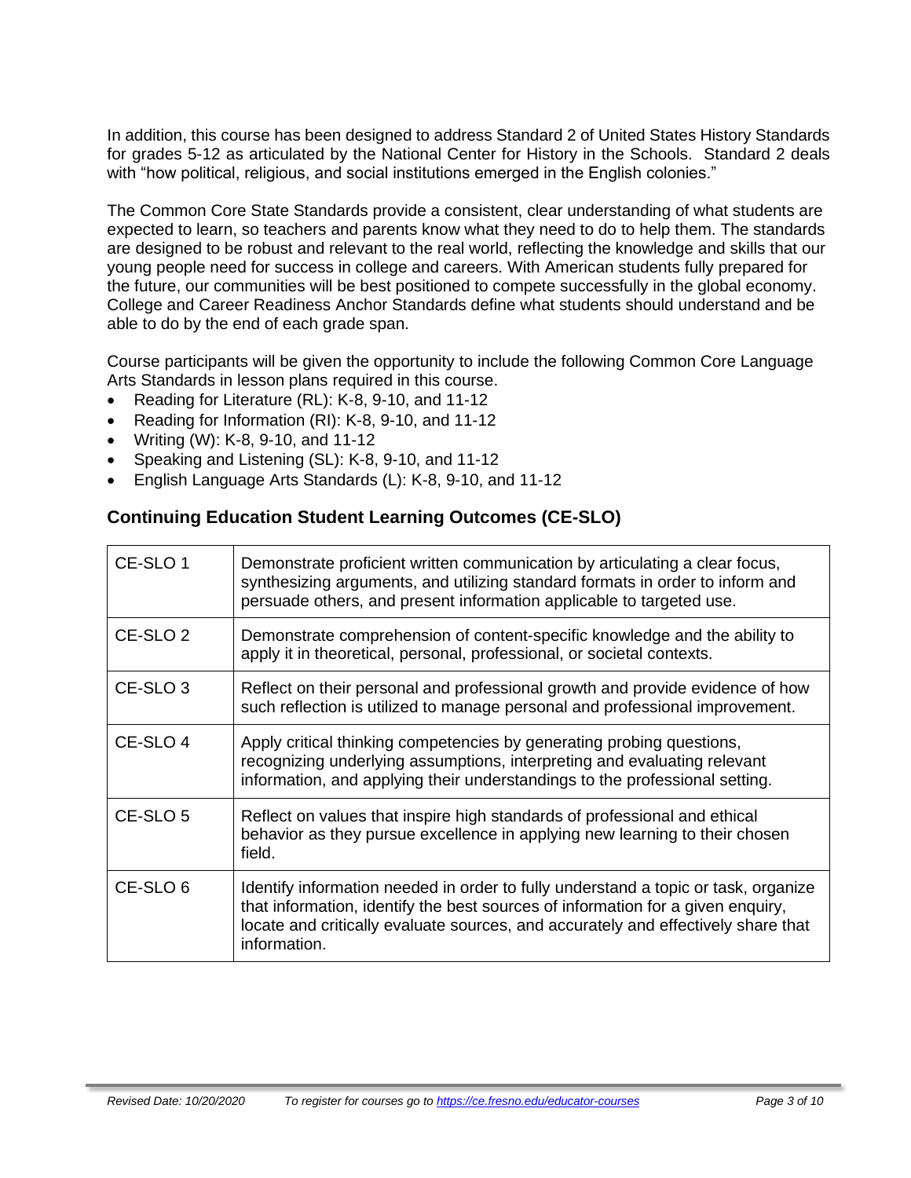In addition, this course has been designed to address Standard 2 of United States History Standards for grades 5-12 as articulated by the National Center for History in the Schools. Standard 2 deals with "how political, religious, and social institutions emerged in the English colonies."

The Common Core State Standards provide a consistent, clear understanding of what students are expected to learn, so teachers and parents know what they need to do to help them. The standards are designed to be robust and relevant to the real world, reflecting the knowledge and skills that our young people need for success in college and careers. With American students fully prepared for the future, our communities will be best positioned to compete successfully in the global economy. College and Career Readiness Anchor Standards define what students should understand and be able to do by the end of each grade span.

Course participants will be given the opportunity to include the following Common Core Language Arts Standards in lesson plans required in this course.

- Reading for Literature (RL): K-8, 9-10, and 11-12
- Reading for Information (RI): K-8, 9-10, and 11-12
- Writing (W): K-8, 9-10, and 11-12
- Speaking and Listening (SL): K-8, 9-10, and 11-12
- English Language Arts Standards (L): K-8, 9-10, and 11-12

## Continuing Education Student Learning Outcomes (CE-SLO)

| | |
|---|---|
| CE-SLO 1 | Demonstrate proficient written communication by articulating a clear focus, synthesizing arguments, and utilizing standard formats in order to inform and persuade others, and present information applicable to targeted use. |
| CE-SLO 2 | Demonstrate comprehension of content-specific knowledge and the ability to apply it in theoretical, personal, professional, or societal contexts. |
| CE-SLO 3 | Reflect on their personal and professional growth and provide evidence of how such reflection is utilized to manage personal and professional improvement. |
| CE-SLO 4 | Apply critical thinking competencies by generating probing questions, recognizing underlying assumptions, interpreting and evaluating relevant information, and applying their understandings to the professional setting. |
| CE-SLO 5 | Reflect on values that inspire high standards of professional and ethical behavior as they pursue excellence in applying new learning to their chosen field. |
| CE-SLO 6 | Identify information needed in order to fully understand a topic or task, organize that information, identify the best sources of information for a given enquiry, locate and critically evaluate sources, and accurately and effectively share that information. |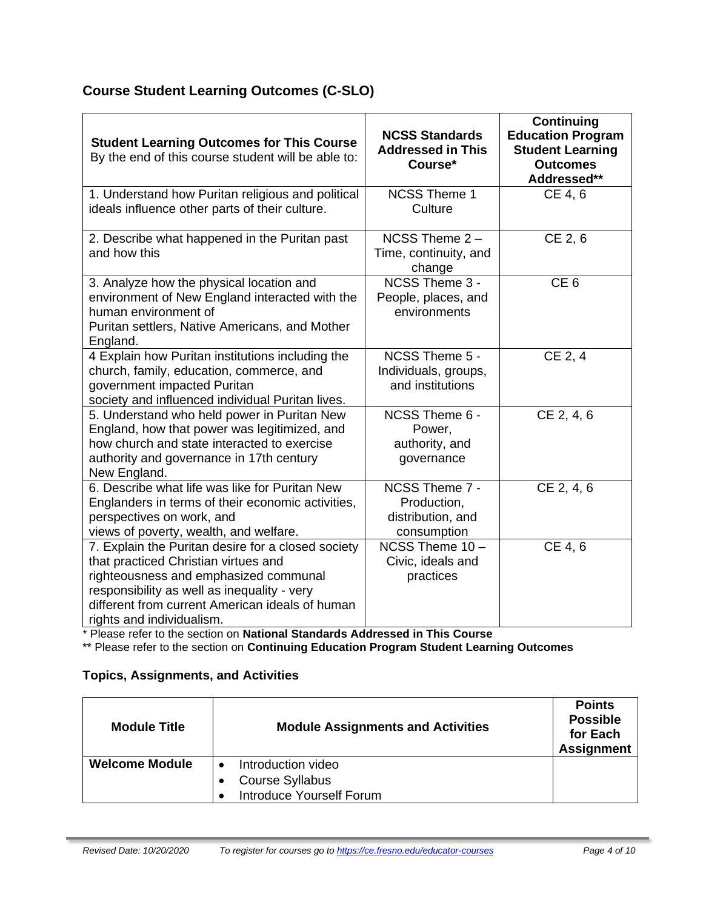## Course Student Learning Outcomes (C-SLO)

| **Student Learning Outcomes for This Course** By the end of this course student will be able to: | **NCSS Standards Addressed in This Course*** | **Continuing Education Program Student Learning Outcomes Addressed**** |
|---|---|---|
| 1. Understand how Puritan religious and political ideals influence other parts of their culture. | NCSS Theme 1 Culture | CE 4, 6 |
| 2. Describe what happened in the Puritan past and how this | NCSS Theme 2 – Time, continuity, and change | CE 2, 6 |
| 3. Analyze how the physical location and environment of New England interacted with the human environment of Puritan settlers, Native Americans, and Mother England. | NCSS Theme 3 - People, places, and environments | CE 6 |
| 4 Explain how Puritan institutions including the church, family, education, commerce, and government impacted Puritan society and influenced individual Puritan lives. | NCSS Theme 5 - Individuals, groups, and institutions | CE 2, 4 |
| 5. Understand who held power in Puritan New England, how that power was legitimized, and how church and state interacted to exercise authority and governance in 17th century New England. | NCSS Theme 6 - Power, authority, and governance | CE 2, 4, 6 |
| 6. Describe what life was like for Puritan New Englanders in terms of their economic activities, perspectives on work, and views of poverty, wealth, and welfare. | NCSS Theme 7 - Production, distribution, and consumption | CE 2, 4, 6 |
| 7. Explain the Puritan desire for a closed society that practiced Christian virtues and righteousness and emphasized communal responsibility as well as inequality - very different from current American ideals of human rights and individualism. | NCSS Theme 10 – Civic, ideals and practices | CE 4, 6 |

* Please refer to the section on **National Standards Addressed in This Course**

** Please refer to the section on **Continuing Education Program Student Learning Outcomes**

### Topics, Assignments, and Activities

| Module Title | Module Assignments and Activities | Points Possible for Each Assignment |
|---|---|---|
| **Welcome Module** | • Introduction video<br>• Course Syllabus<br>• Introduce Yourself Forum | |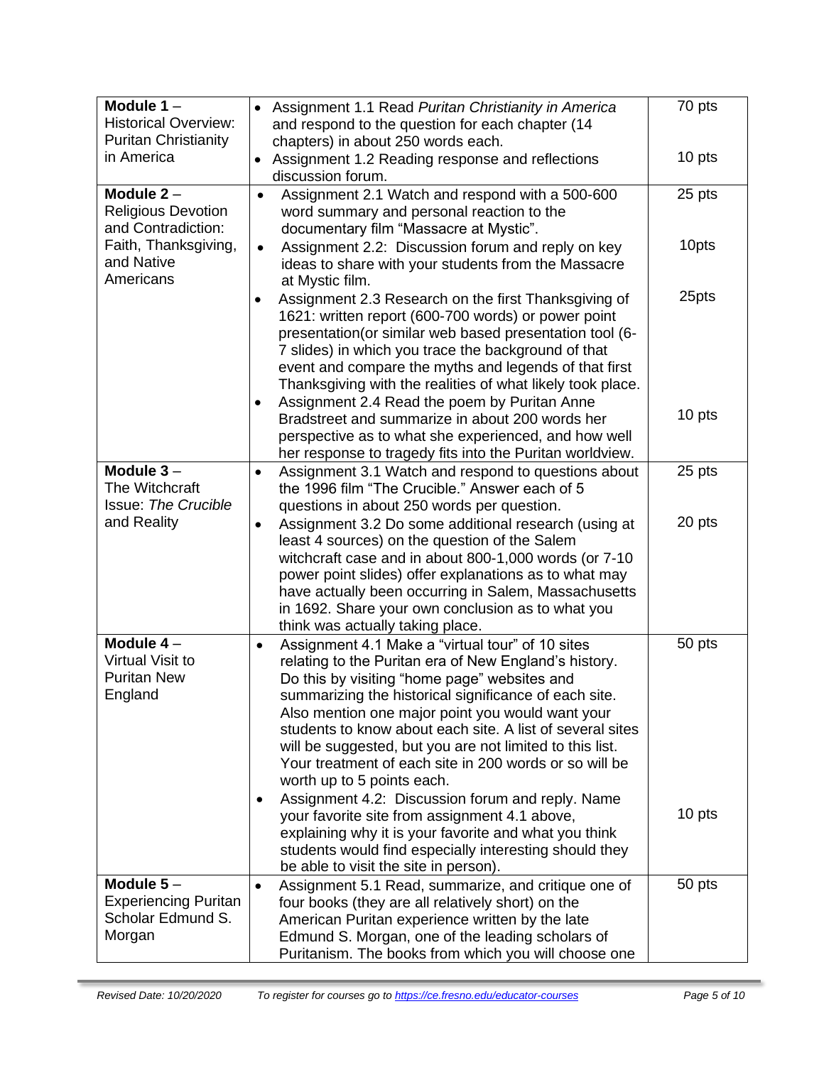| **Module 1** – Historical Overview: Puritan Christianity in America | • Assignment 1.1 Read *Puritan Christianity in America* and respond to the question for each chapter (14 chapters) in about 250 words each.<br>• Assignment 1.2 Reading response and reflections discussion forum. | 70 pts<br><br>10 pts |
|---|---|---|
| **Module 2** – Religious Devotion and Contradiction: Faith, Thanksgiving, and Native Americans | • Assignment 2.1 Watch and respond with a 500-600 word summary and personal reaction to the documentary film “Massacre at Mystic”.<br>• Assignment 2.2: Discussion forum and reply on key ideas to share with your students from the Massacre at Mystic film.<br>• Assignment 2.3 Research on the first Thanksgiving of 1621: written report (600-700 words) or power point presentation(or similar web based presentation tool (6-7 slides) in which you trace the background of that event and compare the myths and legends of that first Thanksgiving with the realities of what likely took place.<br>• Assignment 2.4 Read the poem by Puritan Anne Bradstreet and summarize in about 200 words her perspective as to what she experienced, and how well her response to tragedy fits into the Puritan worldview. | 25 pts<br><br>10pts<br><br>25pts<br><br>10 pts |
| **Module 3** – The Witchcraft Issue: *The Crucible* and Reality | • Assignment 3.1 Watch and respond to questions about the 1996 film “The Crucible.” Answer each of 5 questions in about 250 words per question.<br>• Assignment 3.2 Do some additional research (using at least 4 sources) on the question of the Salem witchcraft case and in about 800-1,000 words (or 7-10 power point slides) offer explanations as to what may have actually been occurring in Salem, Massachusetts in 1692. Share your own conclusion as to what you think was actually taking place. | 25 pts<br><br>20 pts |
| **Module 4** – Virtual Visit to Puritan New England | • Assignment 4.1 Make a “virtual tour” of 10 sites relating to the Puritan era of New England’s history. Do this by visiting “home page” websites and summarizing the historical significance of each site. Also mention one major point you would want your students to know about each site. A list of several sites will be suggested, but you are not limited to this list. Your treatment of each site in 200 words or so will be worth up to 5 points each.<br>• Assignment 4.2: Discussion forum and reply. Name your favorite site from assignment 4.1 above, explaining why it is your favorite and what you think students would find especially interesting should they be able to visit the site in person). | 50 pts<br><br>10 pts |
| **Module 5** – Experiencing Puritan Scholar Edmund S. Morgan | • Assignment 5.1 Read, summarize, and critique one of four books (they are all relatively short) on the American Puritan experience written by the late Edmund S. Morgan, one of the leading scholars of Puritanism. The books from which you will choose one | 50 pts |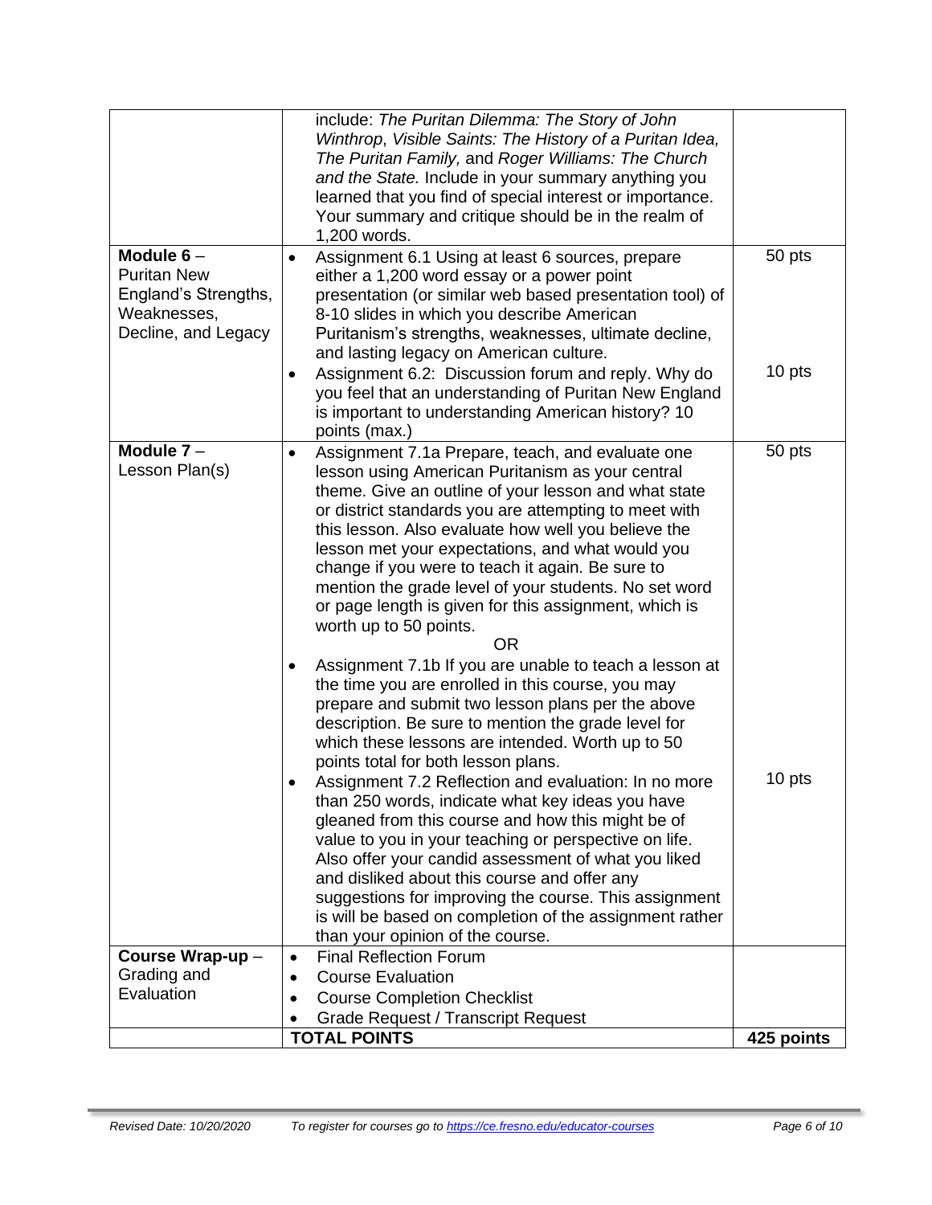| | | |
|---|---|---|
| | include: *The Puritan Dilemma: The Story of John Winthrop*, *Visible Saints: The History of a Puritan Idea, The Puritan Family,* and *Roger Williams: The Church and the State.* Include in your summary anything you learned that you find of special interest or importance. Your summary and critique should be in the realm of 1,200 words. | |
| **Module 6** – Puritan New England's Strengths, Weaknesses, Decline, and Legacy | • Assignment 6.1 Using at least 6 sources, prepare either a 1,200 word essay or a power point presentation (or similar web based presentation tool) of 8-10 slides in which you describe American Puritanism's strengths, weaknesses, ultimate decline, and lasting legacy on American culture.<br>• Assignment 6.2: Discussion forum and reply. Why do you feel that an understanding of Puritan New England is important to understanding American history? 10 points (max.) | 50 pts<br><br>10 pts |
| **Module 7** – Lesson Plan(s) | • Assignment 7.1a Prepare, teach, and evaluate one lesson using American Puritanism as your central theme. Give an outline of your lesson and what state or district standards you are attempting to meet with this lesson. Also evaluate how well you believe the lesson met your expectations, and what would you change if you were to teach it again. Be sure to mention the grade level of your students. No set word or page length is given for this assignment, which is worth up to 50 points.<br>OR<br>• Assignment 7.1b If you are unable to teach a lesson at the time you are enrolled in this course, you may prepare and submit two lesson plans per the above description. Be sure to mention the grade level for which these lessons are intended. Worth up to 50 points total for both lesson plans.<br>• Assignment 7.2 Reflection and evaluation: In no more than 250 words, indicate what key ideas you have gleaned from this course and how this might be of value to you in your teaching or perspective on life. Also offer your candid assessment of what you liked and disliked about this course and offer any suggestions for improving the course. This assignment is will be based on completion of the assignment rather than your opinion of the course. | 50 pts<br><br>10 pts |
| **Course Wrap-up** – Grading and Evaluation | • Final Reflection Forum<br>• Course Evaluation<br>• Course Completion Checklist<br>• Grade Request / Transcript Request | |
| | **TOTAL POINTS** | **425 points** |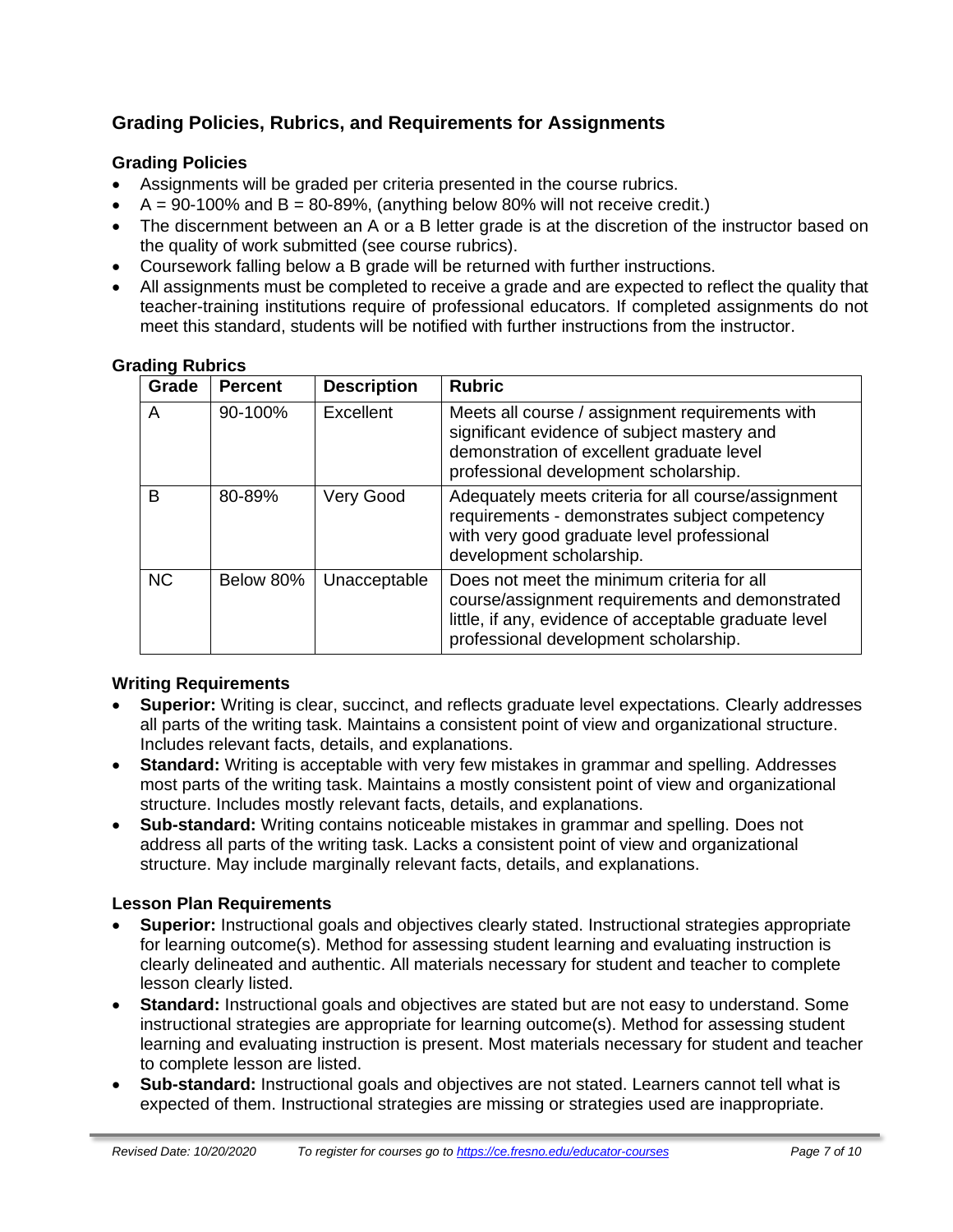## Grading Policies, Rubrics, and Requirements for Assignments

### Grading Policies

- Assignments will be graded per criteria presented in the course rubrics.
- A = 90-100% and B = 80-89%, (anything below 80% will not receive credit.)
- The discernment between an A or a B letter grade is at the discretion of the instructor based on the quality of work submitted (see course rubrics).
- Coursework falling below a B grade will be returned with further instructions.
- All assignments must be completed to receive a grade and are expected to reflect the quality that teacher-training institutions require of professional educators. If completed assignments do not meet this standard, students will be notified with further instructions from the instructor.

### Grading Rubrics

| Grade | Percent | Description | Rubric |
|---|---|---|---|
| A | 90-100% | Excellent | Meets all course / assignment requirements with significant evidence of subject mastery and demonstration of excellent graduate level professional development scholarship. |
| B | 80-89% | Very Good | Adequately meets criteria for all course/assignment requirements - demonstrates subject competency with very good graduate level professional development scholarship. |
| NC | Below 80% | Unacceptable | Does not meet the minimum criteria for all course/assignment requirements and demonstrated little, if any, evidence of acceptable graduate level professional development scholarship. |

### Writing Requirements

- **Superior:** Writing is clear, succinct, and reflects graduate level expectations. Clearly addresses all parts of the writing task. Maintains a consistent point of view and organizational structure. Includes relevant facts, details, and explanations.
- **Standard:** Writing is acceptable with very few mistakes in grammar and spelling. Addresses most parts of the writing task. Maintains a mostly consistent point of view and organizational structure. Includes mostly relevant facts, details, and explanations.
- **Sub-standard:** Writing contains noticeable mistakes in grammar and spelling. Does not address all parts of the writing task. Lacks a consistent point of view and organizational structure. May include marginally relevant facts, details, and explanations.

### Lesson Plan Requirements

- **Superior:** Instructional goals and objectives clearly stated. Instructional strategies appropriate for learning outcome(s). Method for assessing student learning and evaluating instruction is clearly delineated and authentic. All materials necessary for student and teacher to complete lesson clearly listed.
- **Standard:** Instructional goals and objectives are stated but are not easy to understand. Some instructional strategies are appropriate for learning outcome(s). Method for assessing student learning and evaluating instruction is present. Most materials necessary for student and teacher to complete lesson are listed.
- **Sub-standard:** Instructional goals and objectives are not stated. Learners cannot tell what is expected of them. Instructional strategies are missing or strategies used are inappropriate.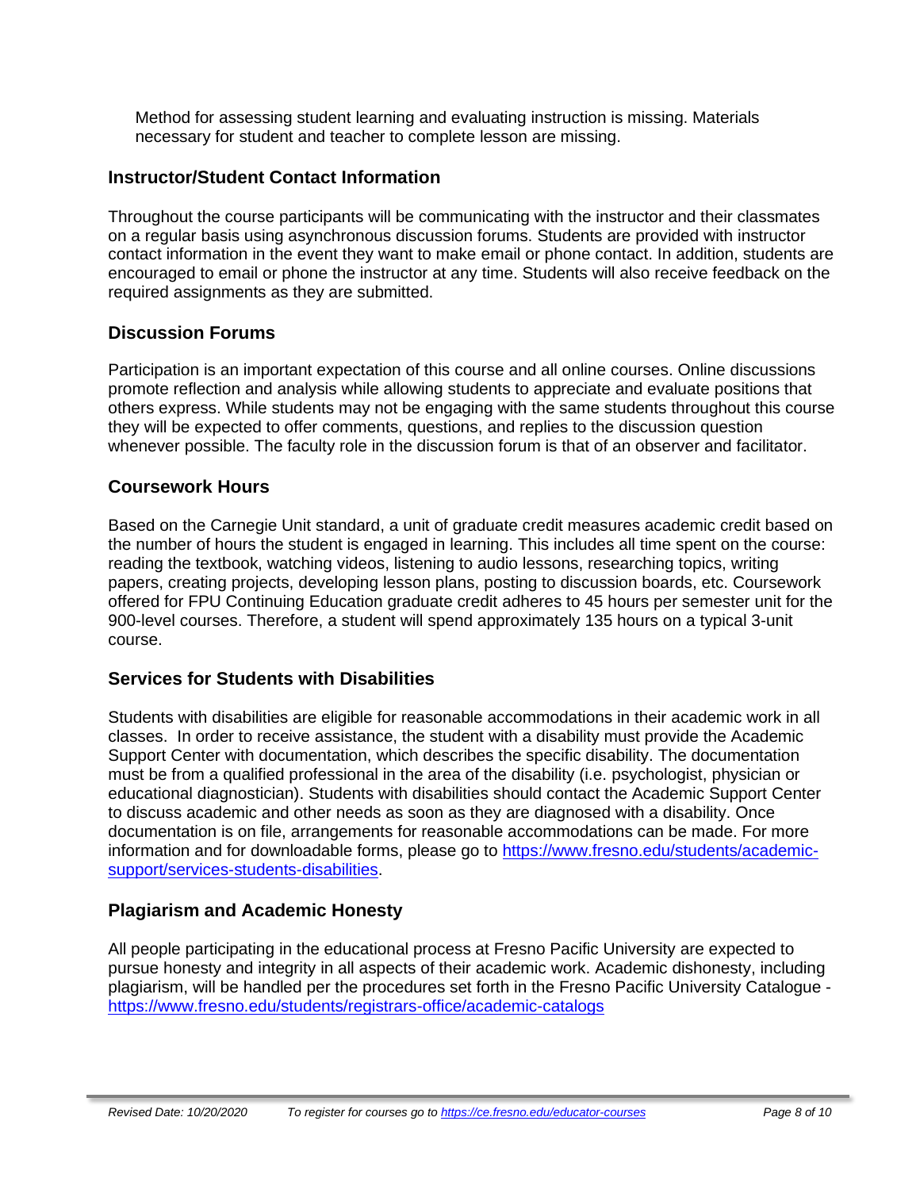Method for assessing student learning and evaluating instruction is missing. Materials necessary for student and teacher to complete lesson are missing.

### Instructor/Student Contact Information

Throughout the course participants will be communicating with the instructor and their classmates on a regular basis using asynchronous discussion forums. Students are provided with instructor contact information in the event they want to make email or phone contact. In addition, students are encouraged to email or phone the instructor at any time. Students will also receive feedback on the required assignments as they are submitted.

### Discussion Forums

Participation is an important expectation of this course and all online courses. Online discussions promote reflection and analysis while allowing students to appreciate and evaluate positions that others express. While students may not be engaging with the same students throughout this course they will be expected to offer comments, questions, and replies to the discussion question whenever possible. The faculty role in the discussion forum is that of an observer and facilitator.

### Coursework Hours

Based on the Carnegie Unit standard, a unit of graduate credit measures academic credit based on the number of hours the student is engaged in learning. This includes all time spent on the course: reading the textbook, watching videos, listening to audio lessons, researching topics, writing papers, creating projects, developing lesson plans, posting to discussion boards, etc. Coursework offered for FPU Continuing Education graduate credit adheres to 45 hours per semester unit for the 900-level courses. Therefore, a student will spend approximately 135 hours on a typical 3-unit course.

### Services for Students with Disabilities

Students with disabilities are eligible for reasonable accommodations in their academic work in all classes. In order to receive assistance, the student with a disability must provide the Academic Support Center with documentation, which describes the specific disability. The documentation must be from a qualified professional in the area of the disability (i.e. psychologist, physician or educational diagnostician). Students with disabilities should contact the Academic Support Center to discuss academic and other needs as soon as they are diagnosed with a disability. Once documentation is on file, arrangements for reasonable accommodations can be made. For more information and for downloadable forms, please go to [https://www.fresno.edu/students/academic-support/services-students-disabilities](https://www.fresno.edu/students/academic-support/services-students-disabilities).

### Plagiarism and Academic Honesty

All people participating in the educational process at Fresno Pacific University are expected to pursue honesty and integrity in all aspects of their academic work. Academic dishonesty, including plagiarism, will be handled per the procedures set forth in the Fresno Pacific University Catalogue - [https://www.fresno.edu/students/registrars-office/academic-catalogs](https://www.fresno.edu/students/registrars-office/academic-catalogs)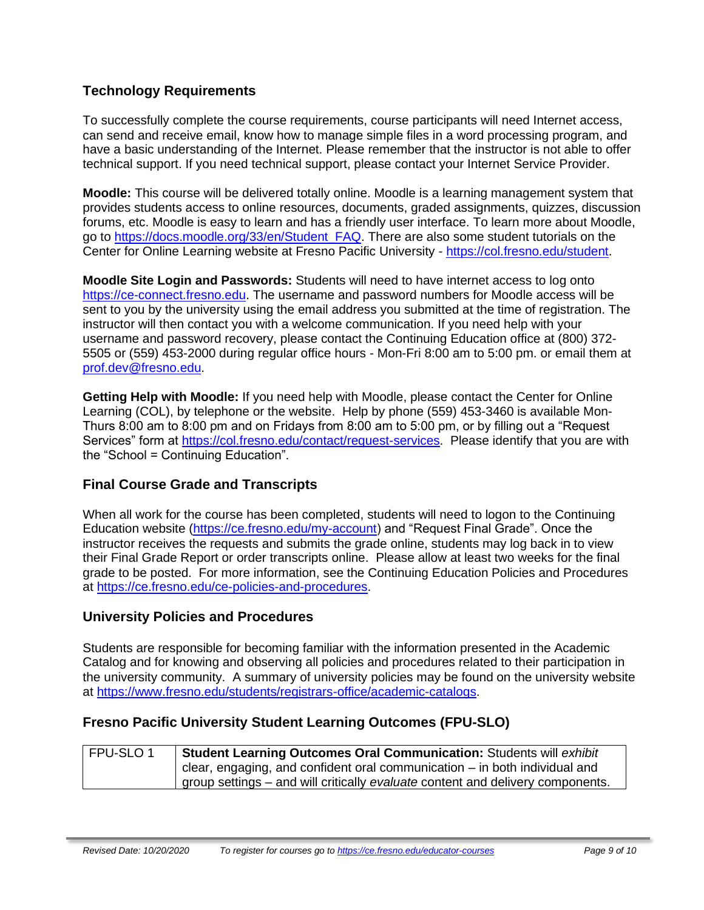## Technology Requirements

To successfully complete the course requirements, course participants will need Internet access, can send and receive email, know how to manage simple files in a word processing program, and have a basic understanding of the Internet. Please remember that the instructor is not able to offer technical support. If you need technical support, please contact your Internet Service Provider.

**Moodle:** This course will be delivered totally online. Moodle is a learning management system that provides students access to online resources, documents, graded assignments, quizzes, discussion forums, etc. Moodle is easy to learn and has a friendly user interface. To learn more about Moodle, go to https://docs.moodle.org/33/en/Student_FAQ. There are also some student tutorials on the Center for Online Learning website at Fresno Pacific University - https://col.fresno.edu/student.

**Moodle Site Login and Passwords:** Students will need to have internet access to log onto https://ce-connect.fresno.edu. The username and password numbers for Moodle access will be sent to you by the university using the email address you submitted at the time of registration. The instructor will then contact you with a welcome communication. If you need help with your username and password recovery, please contact the Continuing Education office at (800) 372-5505 or (559) 453-2000 during regular office hours - Mon-Fri 8:00 am to 5:00 pm. or email them at prof.dev@fresno.edu.

**Getting Help with Moodle:** If you need help with Moodle, please contact the Center for Online Learning (COL), by telephone or the website. Help by phone (559) 453-3460 is available Mon-Thurs 8:00 am to 8:00 pm and on Fridays from 8:00 am to 5:00 pm, or by filling out a "Request Services" form at https://col.fresno.edu/contact/request-services. Please identify that you are with the "School = Continuing Education".

## Final Course Grade and Transcripts

When all work for the course has been completed, students will need to logon to the Continuing Education website (https://ce.fresno.edu/my-account) and "Request Final Grade". Once the instructor receives the requests and submits the grade online, students may log back in to view their Final Grade Report or order transcripts online. Please allow at least two weeks for the final grade to be posted. For more information, see the Continuing Education Policies and Procedures at https://ce.fresno.edu/ce-policies-and-procedures.

## University Policies and Procedures

Students are responsible for becoming familiar with the information presented in the Academic Catalog and for knowing and observing all policies and procedures related to their participation in the university community. A summary of university policies may be found on the university website at https://www.fresno.edu/students/registrars-office/academic-catalogs.

## Fresno Pacific University Student Learning Outcomes (FPU-SLO)

| | |
|---|---|
| FPU-SLO 1 | **Student Learning Outcomes Oral Communication:** Students will *exhibit* clear, engaging, and confident oral communication – in both individual and group settings – and will critically *evaluate* content and delivery components. |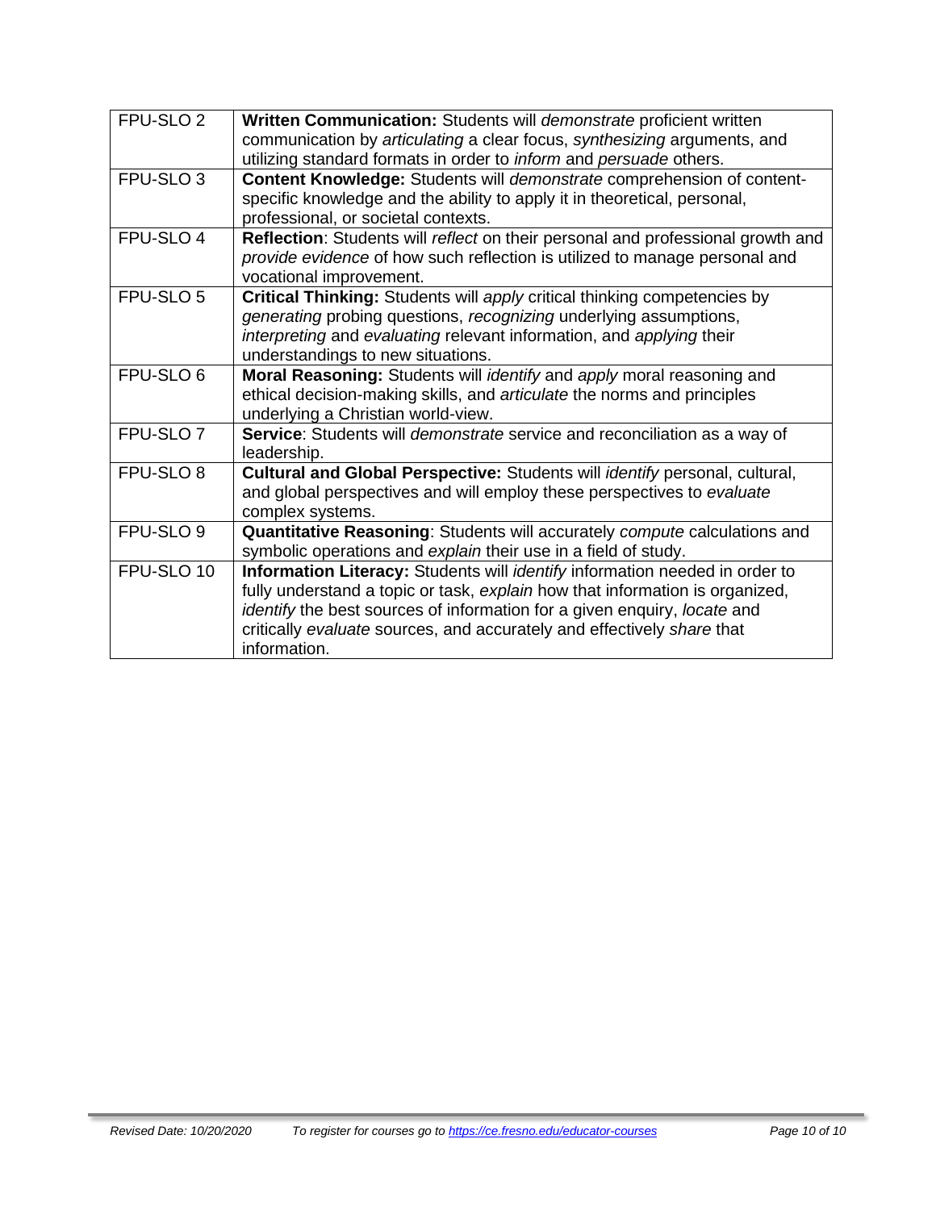| | |
|---|---|
| FPU-SLO 2 | **Written Communication:** Students will *demonstrate* proficient written communication by *articulating* a clear focus, *synthesizing* arguments, and utilizing standard formats in order to *inform* and *persuade* others. |
| FPU-SLO 3 | **Content Knowledge:** Students will *demonstrate* comprehension of content-specific knowledge and the ability to apply it in theoretical, personal, professional, or societal contexts. |
| FPU-SLO 4 | **Reflection**: Students will *reflect* on their personal and professional growth and *provide evidence* of how such reflection is utilized to manage personal and vocational improvement. |
| FPU-SLO 5 | **Critical Thinking:** Students will *apply* critical thinking competencies by *generating* probing questions, *recognizing* underlying assumptions, *interpreting* and *evaluating* relevant information, and *applying* their understandings to new situations. |
| FPU-SLO 6 | **Moral Reasoning:** Students will *identify* and *apply* moral reasoning and ethical decision-making skills, and *articulate* the norms and principles underlying a Christian world-view. |
| FPU-SLO 7 | **Service**: Students will *demonstrate* service and reconciliation as a way of leadership. |
| FPU-SLO 8 | **Cultural and Global Perspective:** Students will *identify* personal, cultural, and global perspectives and will employ these perspectives to *evaluate* complex systems. |
| FPU-SLO 9 | **Quantitative Reasoning**: Students will accurately *compute* calculations and symbolic operations and *explain* their use in a field of study. |
| FPU-SLO 10 | **Information Literacy:** Students will *identify* information needed in order to fully understand a topic or task, *explain* how that information is organized, *identify* the best sources of information for a given enquiry, *locate* and critically *evaluate* sources, and accurately and effectively *share* that information. |